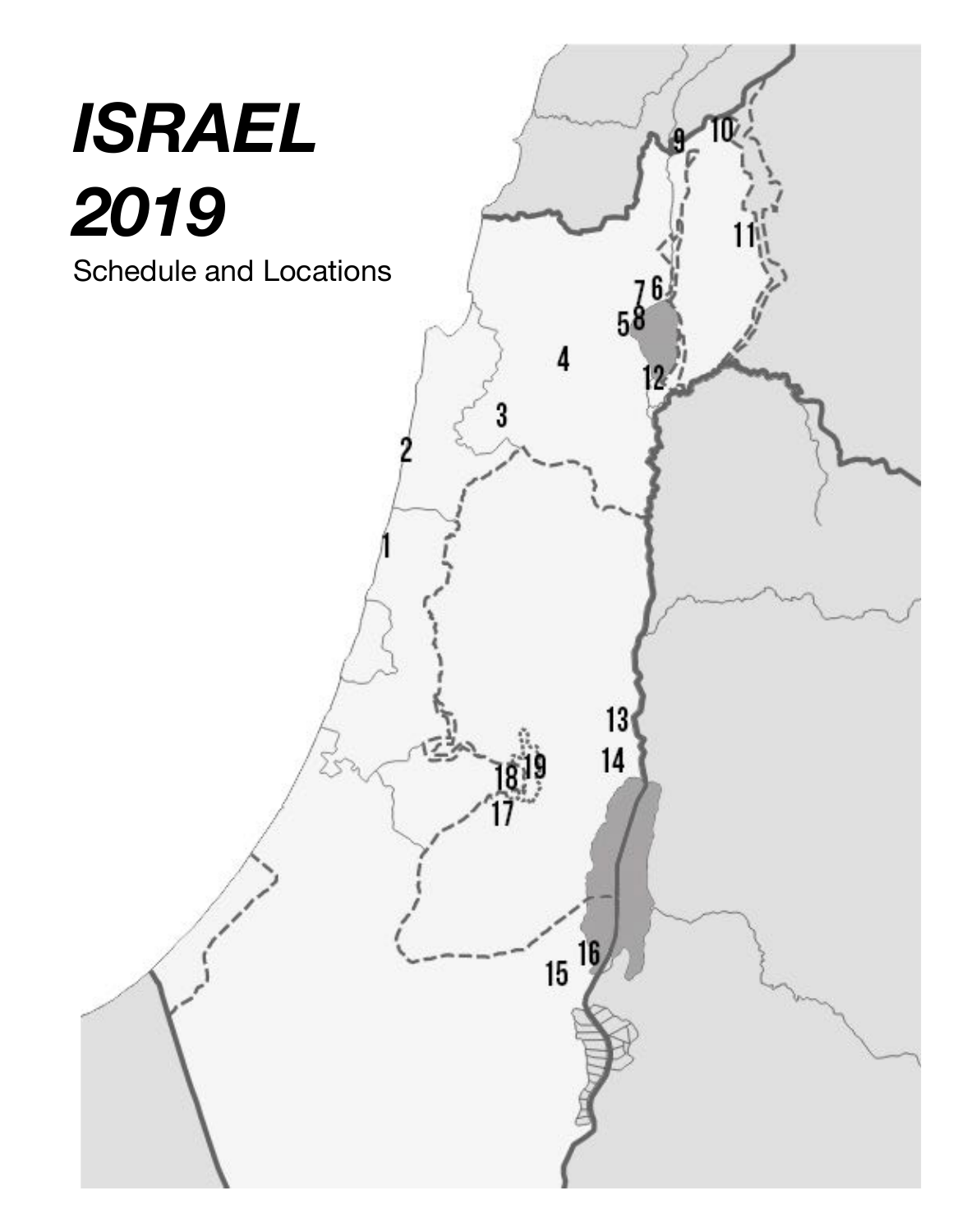# *ISRAEL 2019*

Schedule and Locations

9 10

11

7 6

5 8

4

12

3

2

1

13

14

18 19

17

16

15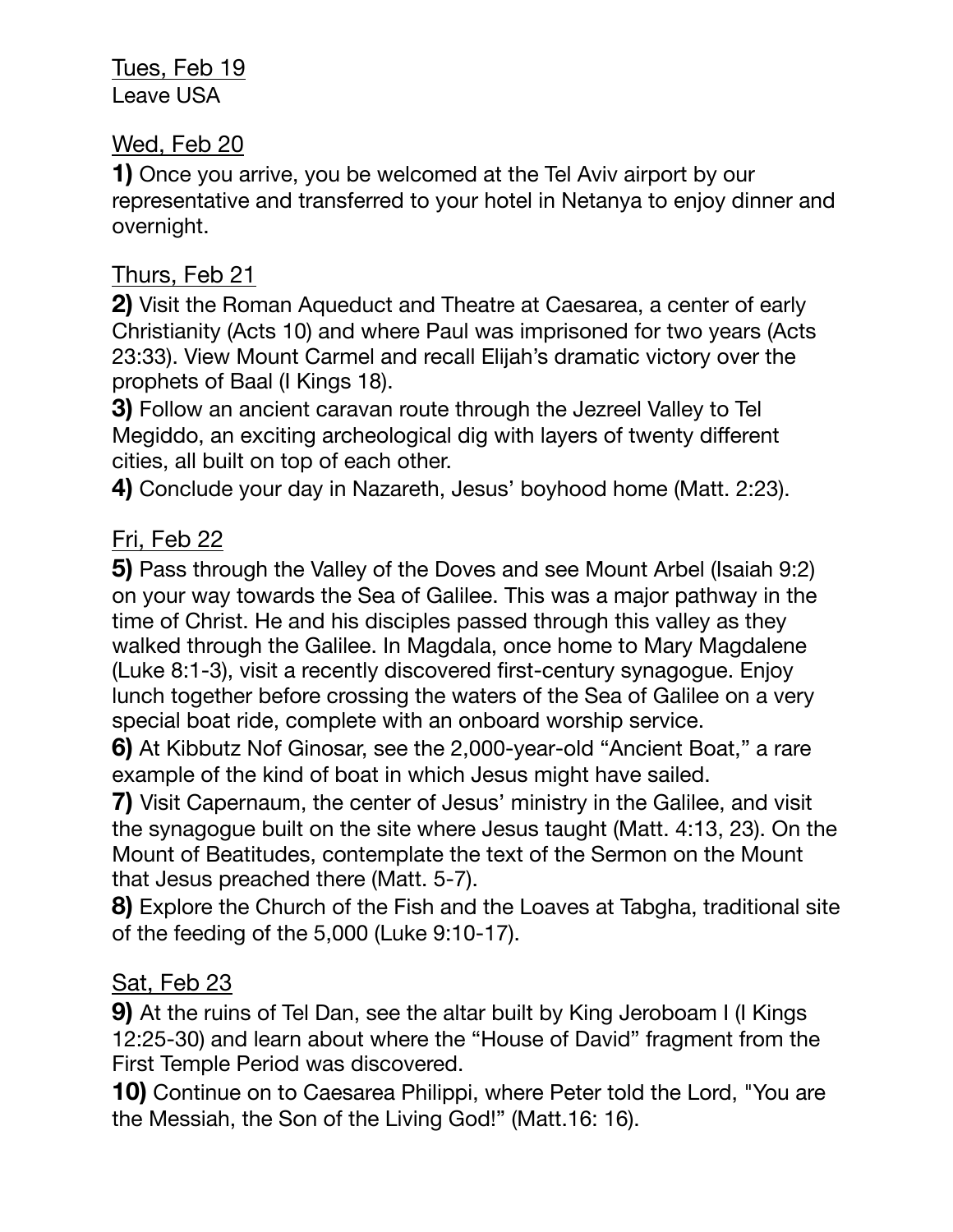Tues, Feb 19
Leave USA

Wed, Feb 20

**1)** Once you arrive, you be welcomed at the Tel Aviv airport by our representative and transferred to your hotel in Netanya to enjoy dinner and overnight.

Thurs, Feb 21

**2)** Visit the Roman Aqueduct and Theatre at Caesarea, a center of early Christianity (Acts 10) and where Paul was imprisoned for two years (Acts 23:33). View Mount Carmel and recall Elijah's dramatic victory over the prophets of Baal (I Kings 18).

**3)** Follow an ancient caravan route through the Jezreel Valley to Tel Megiddo, an exciting archeological dig with layers of twenty different cities, all built on top of each other.

**4)** Conclude your day in Nazareth, Jesus' boyhood home (Matt. 2:23).

Fri, Feb 22

**5)** Pass through the Valley of the Doves and see Mount Arbel (Isaiah 9:2) on your way towards the Sea of Galilee. This was a major pathway in the time of Christ. He and his disciples passed through this valley as they walked through the Galilee. In Magdala, once home to Mary Magdalene (Luke 8:1-3), visit a recently discovered first-century synagogue. Enjoy lunch together before crossing the waters of the Sea of Galilee on a very special boat ride, complete with an onboard worship service.

**6)** At Kibbutz Nof Ginosar, see the 2,000-year-old "Ancient Boat," a rare example of the kind of boat in which Jesus might have sailed.

**7)** Visit Capernaum, the center of Jesus' ministry in the Galilee, and visit the synagogue built on the site where Jesus taught (Matt. 4:13, 23). On the Mount of Beatitudes, contemplate the text of the Sermon on the Mount that Jesus preached there (Matt. 5-7).

**8)** Explore the Church of the Fish and the Loaves at Tabgha, traditional site of the feeding of the 5,000 (Luke 9:10-17).

Sat, Feb 23

**9)** At the ruins of Tel Dan, see the altar built by King Jeroboam I (I Kings 12:25-30) and learn about where the "House of David" fragment from the First Temple Period was discovered.

**10)** Continue on to Caesarea Philippi, where Peter told the Lord, "You are the Messiah, the Son of the Living God!" (Matt.16: 16).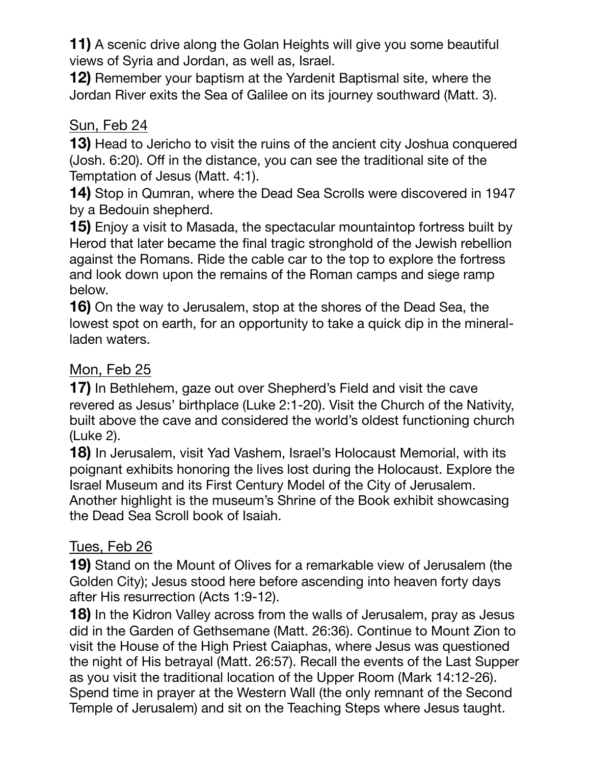**11)** A scenic drive along the Golan Heights will give you some beautiful views of Syria and Jordan, as well as, Israel.

**12)** Remember your baptism at the Yardenit Baptismal site, where the Jordan River exits the Sea of Galilee on its journey southward (Matt. 3).

<u>Sun, Feb 24</u>

**13)** Head to Jericho to visit the ruins of the ancient city Joshua conquered (Josh. 6:20). Off in the distance, you can see the traditional site of the Temptation of Jesus (Matt. 4:1).

**14)** Stop in Qumran, where the Dead Sea Scrolls were discovered in 1947 by a Bedouin shepherd.

**15)** Enjoy a visit to Masada, the spectacular mountaintop fortress built by Herod that later became the final tragic stronghold of the Jewish rebellion against the Romans. Ride the cable car to the top to explore the fortress and look down upon the remains of the Roman camps and siege ramp below.

**16)** On the way to Jerusalem, stop at the shores of the Dead Sea, the lowest spot on earth, for an opportunity to take a quick dip in the mineral-laden waters.

<u>Mon, Feb 25</u>

**17)** In Bethlehem, gaze out over Shepherd's Field and visit the cave revered as Jesus' birthplace (Luke 2:1-20). Visit the Church of the Nativity, built above the cave and considered the world's oldest functioning church (Luke 2).

**18)** In Jerusalem, visit Yad Vashem, Israel's Holocaust Memorial, with its poignant exhibits honoring the lives lost during the Holocaust. Explore the Israel Museum and its First Century Model of the City of Jerusalem. Another highlight is the museum's Shrine of the Book exhibit showcasing the Dead Sea Scroll book of Isaiah.

<u>Tues, Feb 26</u>

**19)** Stand on the Mount of Olives for a remarkable view of Jerusalem (the Golden City); Jesus stood here before ascending into heaven forty days after His resurrection (Acts 1:9-12).

**18)** In the Kidron Valley across from the walls of Jerusalem, pray as Jesus did in the Garden of Gethsemane (Matt. 26:36). Continue to Mount Zion to visit the House of the High Priest Caiaphas, where Jesus was questioned the night of His betrayal (Matt. 26:57). Recall the events of the Last Supper as you visit the traditional location of the Upper Room (Mark 14:12-26). Spend time in prayer at the Western Wall (the only remnant of the Second Temple of Jerusalem) and sit on the Teaching Steps where Jesus taught.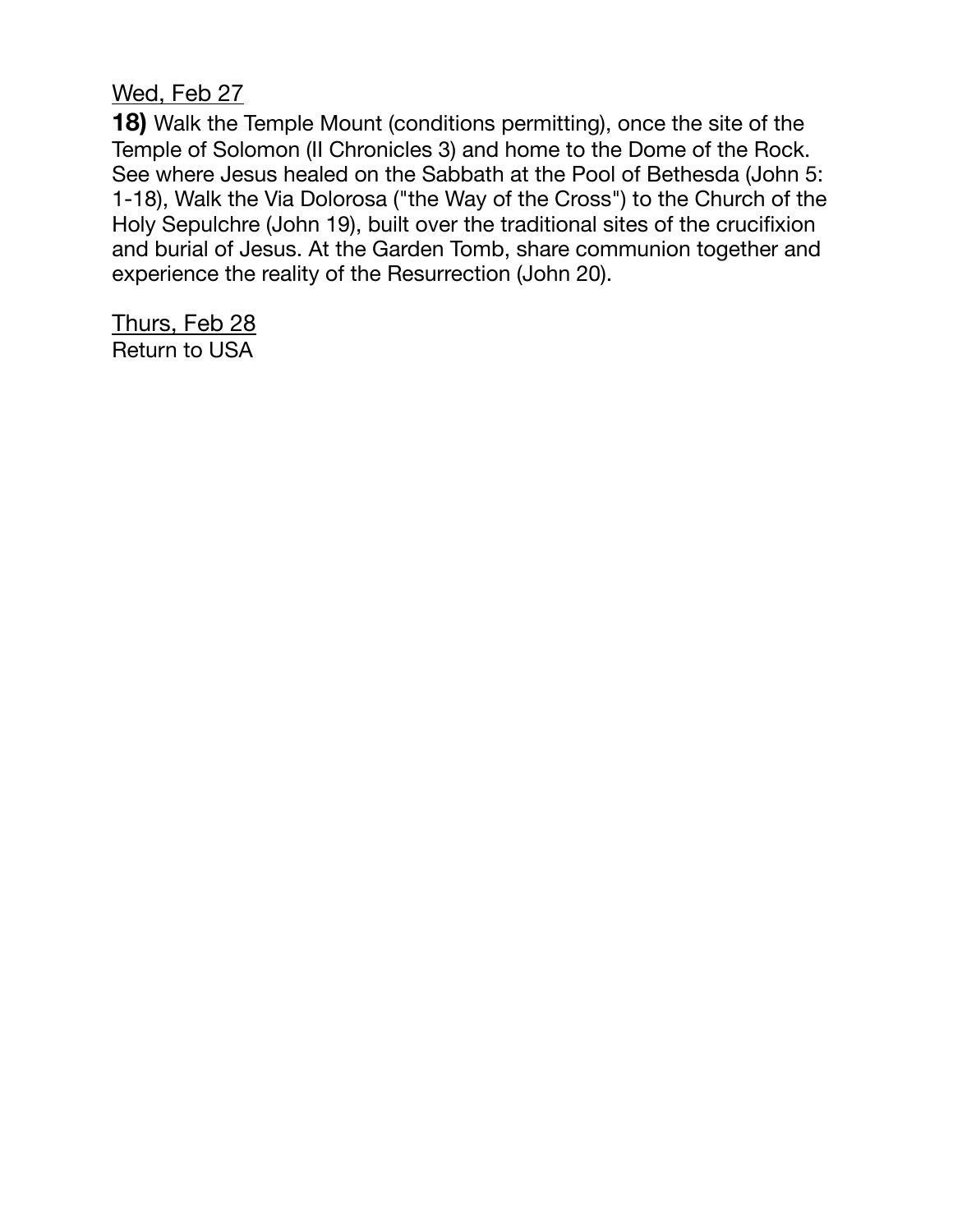<u>Wed, Feb 27</u>

**18)** Walk the Temple Mount (conditions permitting), once the site of the Temple of Solomon (II Chronicles 3) and home to the Dome of the Rock. See where Jesus healed on the Sabbath at the Pool of Bethesda (John 5: 1-18), Walk the Via Dolorosa ("the Way of the Cross") to the Church of the Holy Sepulchre (John 19), built over the traditional sites of the crucifixion and burial of Jesus. At the Garden Tomb, share communion together and experience the reality of the Resurrection (John 20).

<u>Thurs, Feb 28</u>
Return to USA